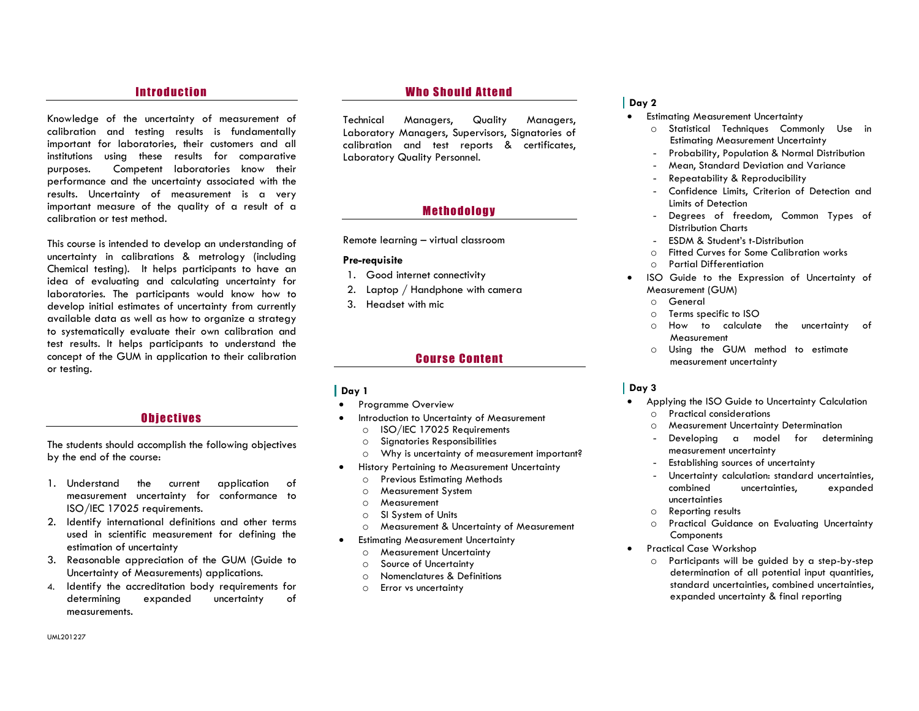## Introduction

Knowledge of the uncertainty of measurement of calibration and testing results is fundamentally important for laboratories, their customers and all institutions using these results for comparative purposes. Competent laboratories know their performance and the uncertainty associated with the results. Uncertainty of measurement is a very important measure of the quality of a result of a calibration or test method.

This course is intended to develop an understanding of uncertainty in calibrations & metrology (including Chemical testing). It helps participants to have an idea of evaluating and calculating uncertainty for laboratories. The participants would know how to develop initial estimates of uncertainty from currently available data as well as how to organize a strategy to systematically evaluate their own calibration and test results. It helps participants to understand the concept of the GUM in application to their calibration or testing.

## Objectives

The students should accomplish the following objectives by the end of the course:

1. Understand the current application of measurement uncertainty for conformance to ISO/IEC 17025 requirements.
2. Identify international definitions and other terms used in scientific measurement for defining the estimation of uncertainty
3. Reasonable appreciation of the GUM (Guide to Uncertainty of Measurements) applications.
4. Identify the accreditation body requirements for determining expanded uncertainty of measurements.

UML201227

## Who Should Attend

Technical Managers, Quality Managers, Laboratory Managers, Supervisors, Signatories of calibration and test reports & certificates, Laboratory Quality Personnel.

## Methodology

Remote learning – virtual classroom

**Pre-requisite**

1. Good internet connectivity
2. Laptop / Handphone with camera
3. Headset with mic

## Course Content

### Day 1

- Programme Overview
- Introduction to Uncertainty of Measurement
  - ISO/IEC 17025 Requirements
  - Signatories Responsibilities
  - Why is uncertainty of measurement important?
- History Pertaining to Measurement Uncertainty
  - Previous Estimating Methods
  - Measurement System
  - Measurement
  - SI System of Units
  - Measurement & Uncertainty of Measurement
- Estimating Measurement Uncertainty
  - Measurement Uncertainty
  - Source of Uncertainty
  - Nomenclatures & Definitions
  - Error vs uncertainty

### Day 2

- Estimating Measurement Uncertainty
  - Statistical Techniques Commonly Use in Estimating Measurement Uncertainty
    - Probability, Population & Normal Distribution
    - Mean, Standard Deviation and Variance
    - Repeatability & Reproducibility
    - Confidence Limits, Criterion of Detection and Limits of Detection
    - Degrees of freedom, Common Types of Distribution Charts
    - ESDM & Student's t-Distribution
  - Fitted Curves for Some Calibration works
  - Partial Differentiation
- ISO Guide to the Expression of Uncertainty of Measurement (GUM)
  - General
  - Terms specific to ISO
  - How to calculate the uncertainty of Measurement
  - Using the GUM method to estimate measurement uncertainty

### Day 3

- Applying the ISO Guide to Uncertainty Calculation
  - Practical considerations
  - Measurement Uncertainty Determination
    - Developing a model for determining measurement uncertainty
    - Establishing sources of uncertainty
    - Uncertainty calculation: standard uncertainties, combined uncertainties, expanded uncertainties
  - Reporting results
  - Practical Guidance on Evaluating Uncertainty Components
- Practical Case Workshop
  - Participants will be guided by a step-by-step determination of all potential input quantities, standard uncertainties, combined uncertainties, expanded uncertainty & final reporting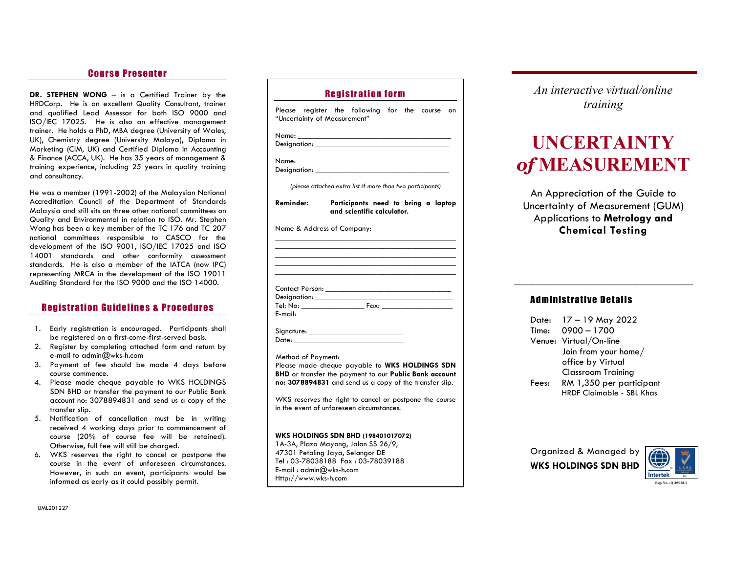## Course Presenter

**DR. STEPHEN WONG** – is a Certified Trainer by the HRDCorp. He is an excellent Quality Consultant, trainer and qualified Lead Assessor for both ISO 9000 and ISO/IEC 17025. He is also an effective management trainer. He holds a PhD, MBA degree (University of Wales, UK), Chemistry degree (University Malaya), Diploma in Marketing (CIM, UK) and Certified Diploma in Accounting & Finance (ACCA, UK). He has 35 years of management & training experience, including 25 years in quality training and consultancy.

He was a member (1991-2002) of the Malaysian National Accreditation Council of the Department of Standards Malaysia and still sits on three other national committees on Quality and Environmental in relation to ISO. Mr. Stephen Wong has been a key member of the TC 176 and TC 207 national committees responsible to CASCO for the development of the ISO 9001, ISO/IEC 17025 and ISO 14001 standards and other conformity assessment standards. He is also a member of the IATCA (now IPC) representing MRCA in the development of the ISO 19011 Auditing Standard for the ISO 9000 and the ISO 14000.

## Registration Guidelines & Procedures

1. Early registration is encouraged. Participants shall be registered on a first-come-first-served basis.
2. Register by completing attached form and return by e-mail to admin@wks-h.com
3. Payment of fee should be made 4 days before course commence.
4. Please made cheque payable to WKS HOLDINGS SDN BHD or transfer the payment to our Public Bank account no: 3078894831 and send us a copy of the transfer slip.
5. Notification of cancellation must be in writing received 4 working days prior to commencement of course (20% of course fee will be retained). Otherwise, full fee will still be charged.
6. WKS reserves the right to cancel or postpone the course in the event of unforeseen circumstances. However, in such an event, participants would be informed as early as it could possibly permit.

UML201227

## Registration form

Please register the following for the course on "Uncertainty of Measurement"

Name: ______________________________
Designation: ______________________________

Name: ______________________________
Designation: ______________________________

*(please attached extra list if more than two participants)*

**Reminder:** **Participants need to bring a laptop and scientific calculator.**

Name & Address of Company:
______________________________
______________________________
______________________________
______________________________
______________________________

Contact Person: ______________________________
Designation: ______________________________
Tel: No: ______________ Fax: ______________
E-mail: ______________________________

Signature: ______________________
Date: ______________________

Method of Payment:
Please made cheque payable to **WKS HOLDINGS SDN BHD** or transfer the payment to our **Public Bank account no: 3078894831** and send us a copy of the transfer slip.

WKS reserves the right to cancel or postpone the course in the event of unforeseen circumstances.

**WKS HOLDINGS SDN BHD (198401017072)**
1A-3A, Plaza Mayang, Jalan SS 26/9,
47301 Petaling Jaya, Selangor DE
Tel : 03-78038188 Fax : 03-78039188
E-mail : admin@wks-h.com
Http://www.wks-h.com

*An interactive virtual/online training*

# UNCERTAINTY *of* MEASUREMENT

An Appreciation of the Guide to Uncertainty of Measurement (GUM) Applications to **Metrology and Chemical Testing**

## Administrative Details

Date: 17 – 19 May 2022
Time: 0900 – 1700
Venue: Virtual/On-line
Join from your home/ office by Virtual Classroom Training
Fees: RM 1,350 per participant
HRDF Claimable - SBL Khas

Organized & Managed by
**WKS HOLDINGS SDN BHD**

Intertek UKAS
Reg. No. : Q109988-1